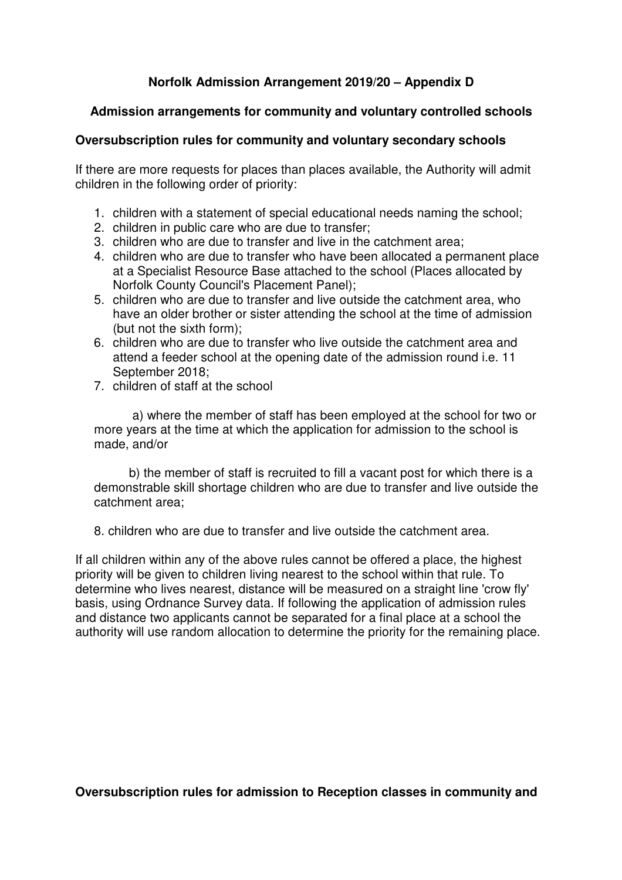# Norfolk Admission Arrangement 2019/20 – Appendix D

## Admission arrangements for community and voluntary controlled schools

### Oversubscription rules for community and voluntary secondary schools

If there are more requests for places than places available, the Authority will admit children in the following order of priority:

1. children with a statement of special educational needs naming the school;
2. children in public care who are due to transfer;
3. children who are due to transfer and live in the catchment area;
4. children who are due to transfer who have been allocated a permanent place at a Specialist Resource Base attached to the school (Places allocated by Norfolk County Council's Placement Panel);
5. children who are due to transfer and live outside the catchment area, who have an older brother or sister attending the school at the time of admission (but not the sixth form);
6. children who are due to transfer who live outside the catchment area and attend a feeder school at the opening date of the admission round i.e. 11 September 2018;
7. children of staff at the school

   a) where the member of staff has been employed at the school for two or more years at the time at which the application for admission to the school is made, and/or

   b) the member of staff is recruited to fill a vacant post for which there is a demonstrable skill shortage children who are due to transfer and live outside the catchment area;

8. children who are due to transfer and live outside the catchment area.

If all children within any of the above rules cannot be offered a place, the highest priority will be given to children living nearest to the school within that rule. To determine who lives nearest, distance will be measured on a straight line 'crow fly' basis, using Ordnance Survey data. If following the application of admission rules and distance two applicants cannot be separated for a final place at a school the authority will use random allocation to determine the priority for the remaining place.

### Oversubscription rules for admission to Reception classes in community and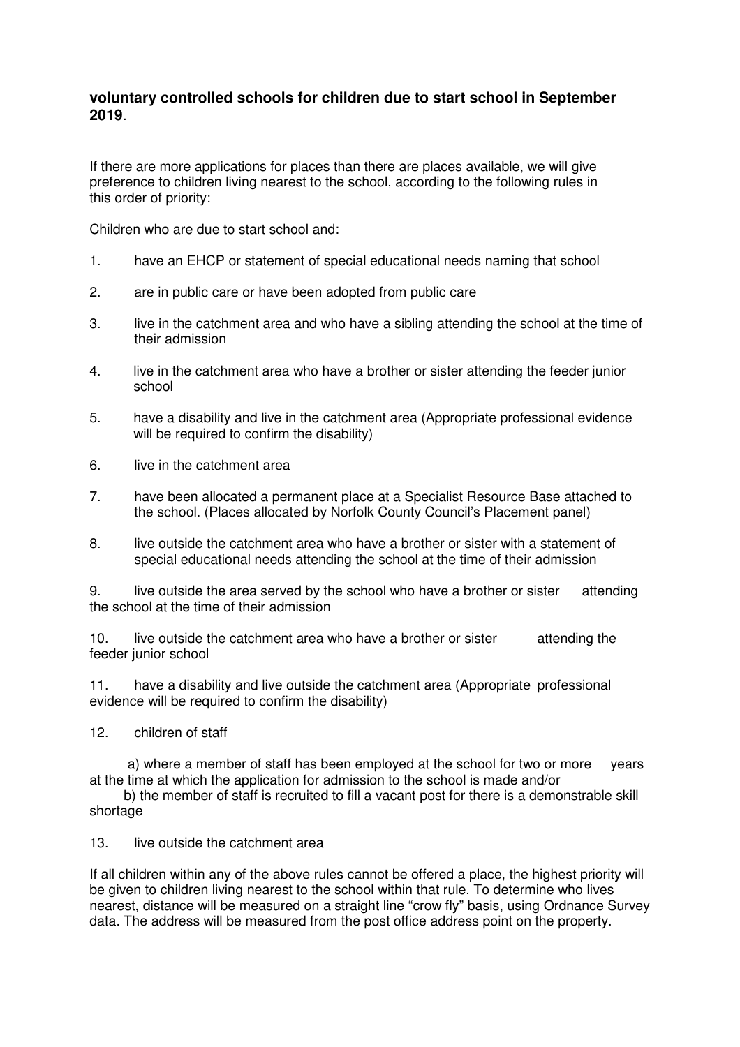**voluntary controlled schools for children due to start school in September 2019**.

If there are more applications for places than there are places available, we will give preference to children living nearest to the school, according to the following rules in this order of priority:

Children who are due to start school and:

1. have an EHCP or statement of special educational needs naming that school
2. are in public care or have been adopted from public care
3. live in the catchment area and who have a sibling attending the school at the time of their admission
4. live in the catchment area who have a brother or sister attending the feeder junior school
5. have a disability and live in the catchment area (Appropriate professional evidence will be required to confirm the disability)
6. live in the catchment area
7. have been allocated a permanent place at a Specialist Resource Base attached to the school. (Places allocated by Norfolk County Council's Placement panel)
8. live outside the catchment area who have a brother or sister with a statement of special educational needs attending the school at the time of their admission
9. live outside the area served by the school who have a brother or sister attending the school at the time of their admission
10. live outside the catchment area who have a brother or sister attending the feeder junior school
11. have a disability and live outside the catchment area (Appropriate professional evidence will be required to confirm the disability)
12. children of staff

    a) where a member of staff has been employed at the school for two or more years at the time at which the application for admission to the school is made and/or

    b) the member of staff is recruited to fill a vacant post for there is a demonstrable skill shortage

13. live outside the catchment area

If all children within any of the above rules cannot be offered a place, the highest priority will be given to children living nearest to the school within that rule. To determine who lives nearest, distance will be measured on a straight line "crow fly" basis, using Ordnance Survey data. The address will be measured from the post office address point on the property.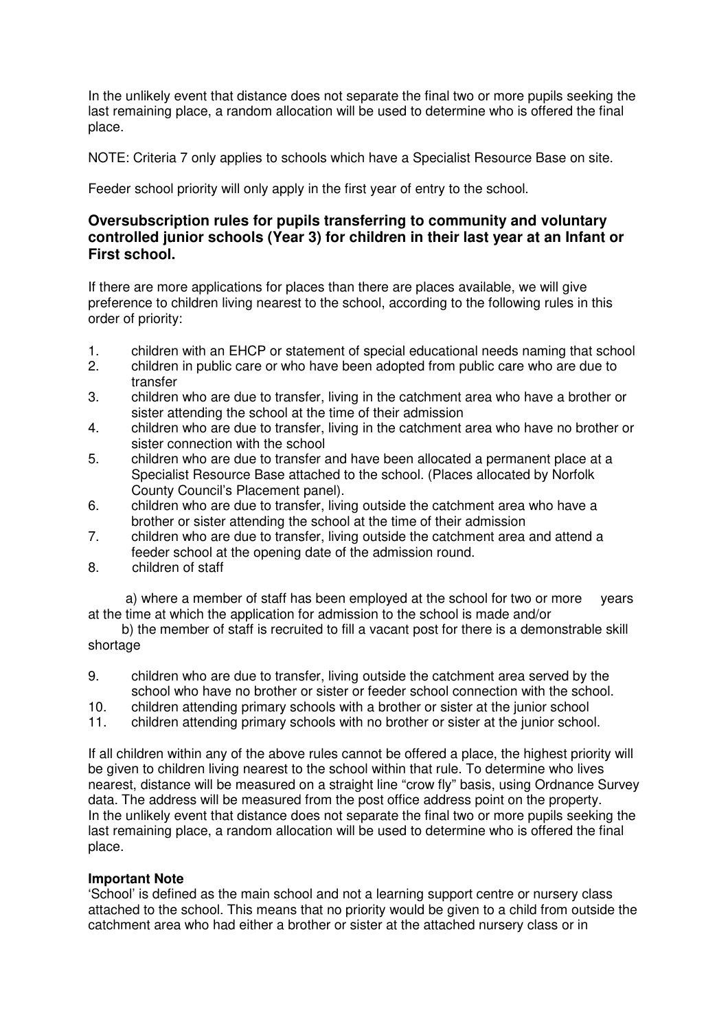In the unlikely event that distance does not separate the final two or more pupils seeking the last remaining place, a random allocation will be used to determine who is offered the final place.

NOTE: Criteria 7 only applies to schools which have a Specialist Resource Base on site.

Feeder school priority will only apply in the first year of entry to the school.

### Oversubscription rules for pupils transferring to community and voluntary controlled junior schools (Year 3) for children in their last year at an Infant or First school.

If there are more applications for places than there are places available, we will give preference to children living nearest to the school, according to the following rules in this order of priority:

1. children with an EHCP or statement of special educational needs naming that school
2. children in public care or who have been adopted from public care who are due to transfer
3. children who are due to transfer, living in the catchment area who have a brother or sister attending the school at the time of their admission
4. children who are due to transfer, living in the catchment area who have no brother or sister connection with the school
5. children who are due to transfer and have been allocated a permanent place at a Specialist Resource Base attached to the school. (Places allocated by Norfolk County Council's Placement panel).
6. children who are due to transfer, living outside the catchment area who have a brother or sister attending the school at the time of their admission
7. children who are due to transfer, living outside the catchment area and attend a feeder school at the opening date of the admission round.
8. children of staff

   a) where a member of staff has been employed at the school for two or more years at the time at which the application for admission to the school is made and/or

   b) the member of staff is recruited to fill a vacant post for there is a demonstrable skill shortage

9. children who are due to transfer, living outside the catchment area served by the school who have no brother or sister or feeder school connection with the school.
10. children attending primary schools with a brother or sister at the junior school
11. children attending primary schools with no brother or sister at the junior school.

If all children within any of the above rules cannot be offered a place, the highest priority will be given to children living nearest to the school within that rule. To determine who lives nearest, distance will be measured on a straight line "crow fly" basis, using Ordnance Survey data. The address will be measured from the post office address point on the property.
In the unlikely event that distance does not separate the final two or more pupils seeking the last remaining place, a random allocation will be used to determine who is offered the final place.

**Important Note**
'School' is defined as the main school and not a learning support centre or nursery class attached to the school. This means that no priority would be given to a child from outside the catchment area who had either a brother or sister at the attached nursery class or in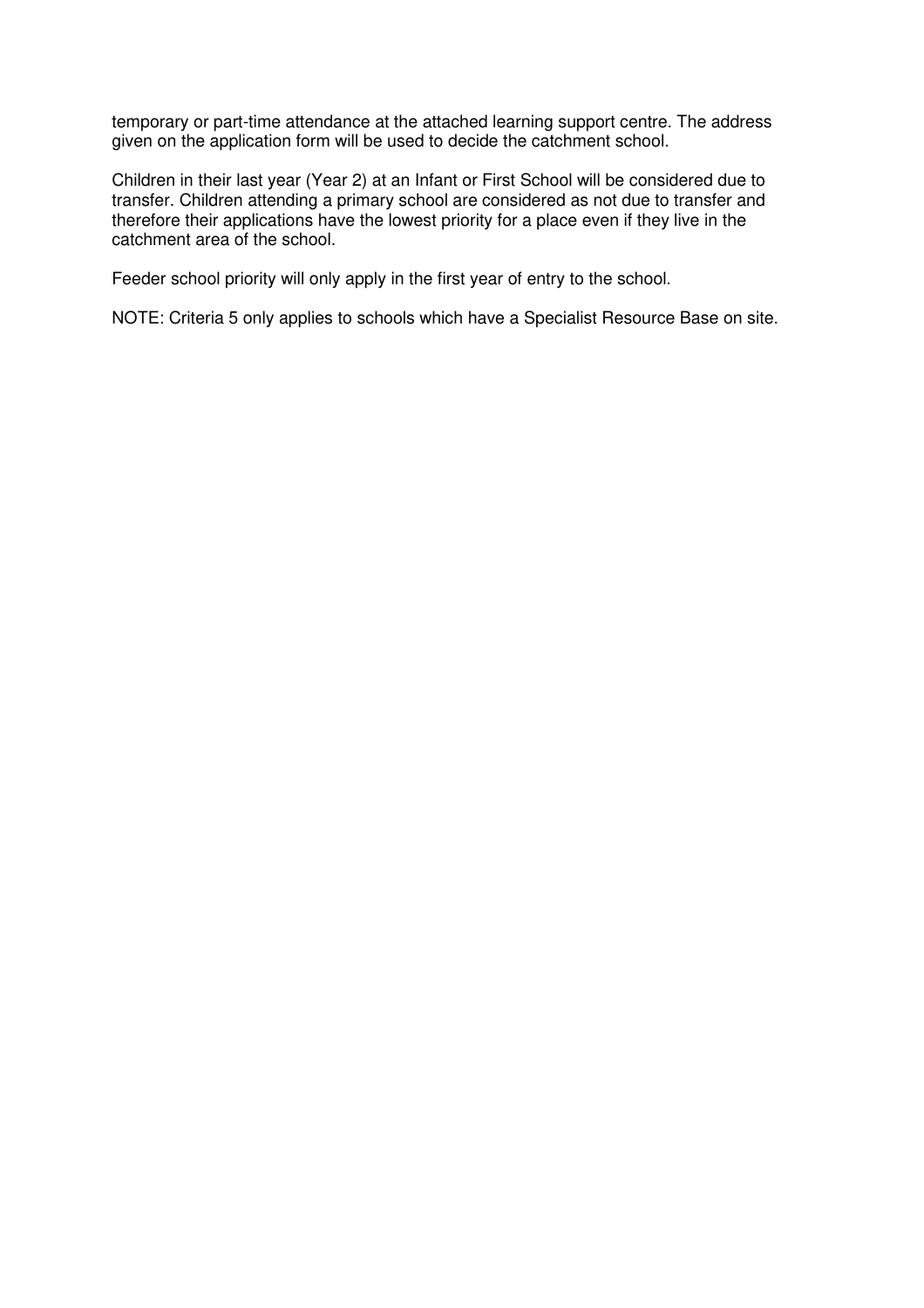temporary or part-time attendance at the attached learning support centre. The address given on the application form will be used to decide the catchment school.

Children in their last year (Year 2) at an Infant or First School will be considered due to transfer. Children attending a primary school are considered as not due to transfer and therefore their applications have the lowest priority for a place even if they live in the catchment area of the school.

Feeder school priority will only apply in the first year of entry to the school.

NOTE: Criteria 5 only applies to schools which have a Specialist Resource Base on site.